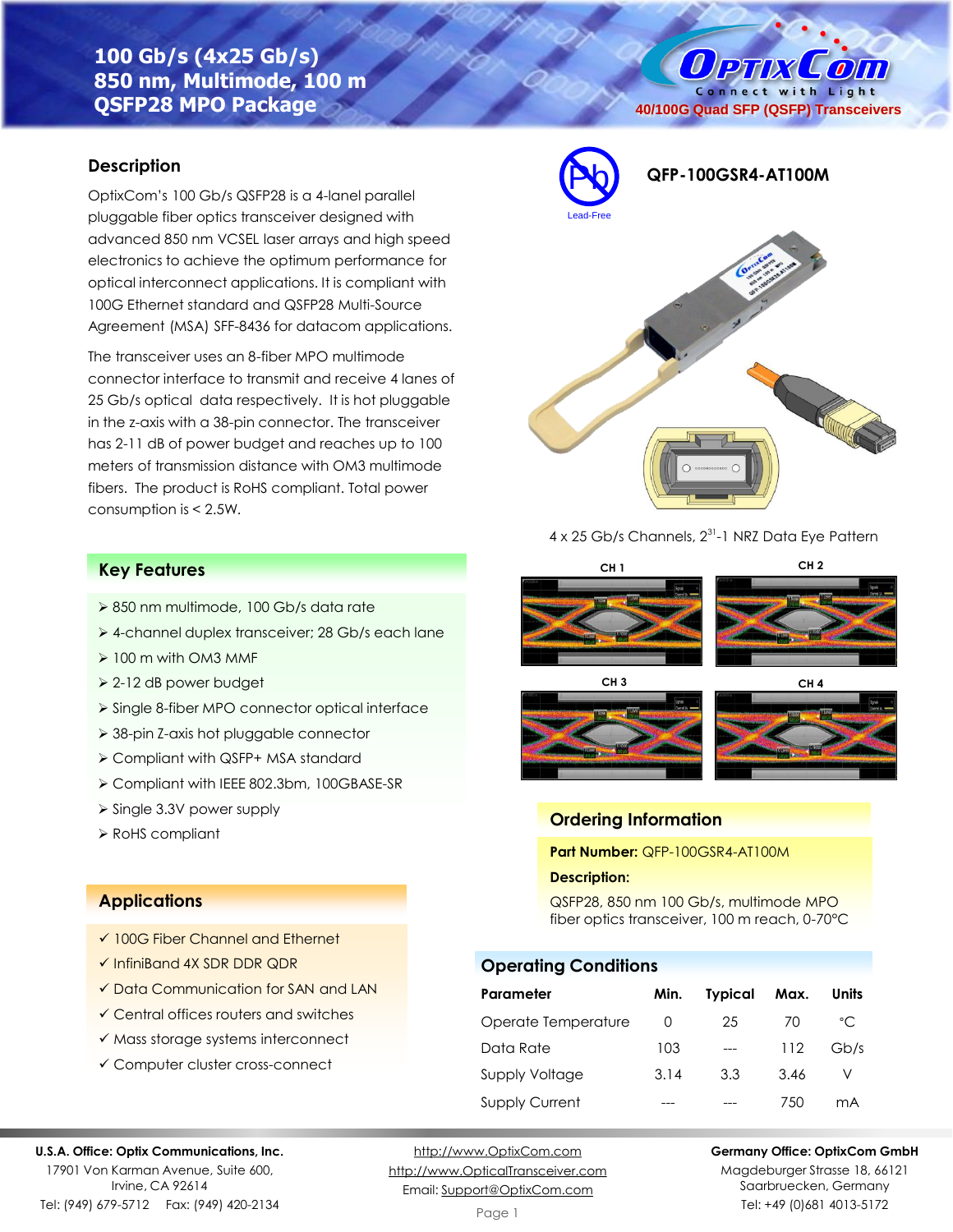# 100 Gb/s (4x25 Gb/s) 850 nm, Multimode, 100 m QSFP28 MPO Package

OptixCom — Connect with Light

40/100G Quad SFP (QSFP) Transceivers

Lead-Free

**QFP-100GSR4-AT100M**

## Description

OptixCom's 100 Gb/s QSFP28 is a 4-lanel parallel pluggable fiber optics transceiver designed with advanced 850 nm VCSEL laser arrays and high speed electronics to achieve the optimum performance for optical interconnect applications. It is compliant with 100G Ethernet standard and QSFP28 Multi-Source Agreement (MSA) SFF-8436 for datacom applications.

The transceiver uses an 8-fiber MPO multimode connector interface to transmit and receive 4 lanes of 25 Gb/s optical data respectively. It is hot pluggable in the z-axis with a 38-pin connector. The transceiver has 2-11 dB of power budget and reaches up to 100 meters of transmission distance with OM3 multimode fibers. The product is RoHS compliant. Total power consumption is < 2.5W.

4 x 25 Gb/s Channels, $2^{31}$-1 NRZ Data Eye Pattern

CH 1, CH 2, CH 3, CH 4

## Key Features

- 850 nm multimode, 100 Gb/s data rate
- 4-channel duplex transceiver; 28 Gb/s each lane
- 100 m with OM3 MMF
- 2-12 dB power budget
- Single 8-fiber MPO connector optical interface
- 38-pin Z-axis hot pluggable connector
- Compliant with QSFP+ MSA standard
- Compliant with IEEE 802.3bm, 100GBASE-SR
- Single 3.3V power supply
- RoHS compliant

## Applications

- ✓ 100G Fiber Channel and Ethernet
- ✓ InfiniBand 4X SDR DDR QDR
- ✓ Data Communication for SAN and LAN
- ✓ Central offices routers and switches
- ✓ Mass storage systems interconnect
- ✓ Computer cluster cross-connect

## Ordering Information

**Part Number:** QFP-100GSR4-AT100M

**Description:**

QSFP28, 850 nm 100 Gb/s, multimode MPO fiber optics transceiver, 100 m reach, 0-70°C

## Operating Conditions

| Parameter | Min. | Typical | Max. | Units |
|---|---|---|---|---|
| Operate Temperature | 0 | 25 | 70 | °C |
| Data Rate | 103 | --- | 112 | Gb/s |
| Supply Voltage | 3.14 | 3.3 | 3.46 | V |
| Supply Current | --- | --- | 750 | mA |

**U.S.A. Office: Optix Communications, Inc.**
17901 Von Karman Avenue, Suite 600,
Irvine, CA 92614
Tel: (949) 679-5712 Fax: (949) 420-2134

http://www.OptixCom.com
http://www.OpticalTransceiver.com
Email: Support@OptixCom.com

**Germany Office: OptixCom GmbH**
Magdeburger Strasse 18, 66121
Saarbruecken, Germany
Tel: +49 (0)681 4013-5172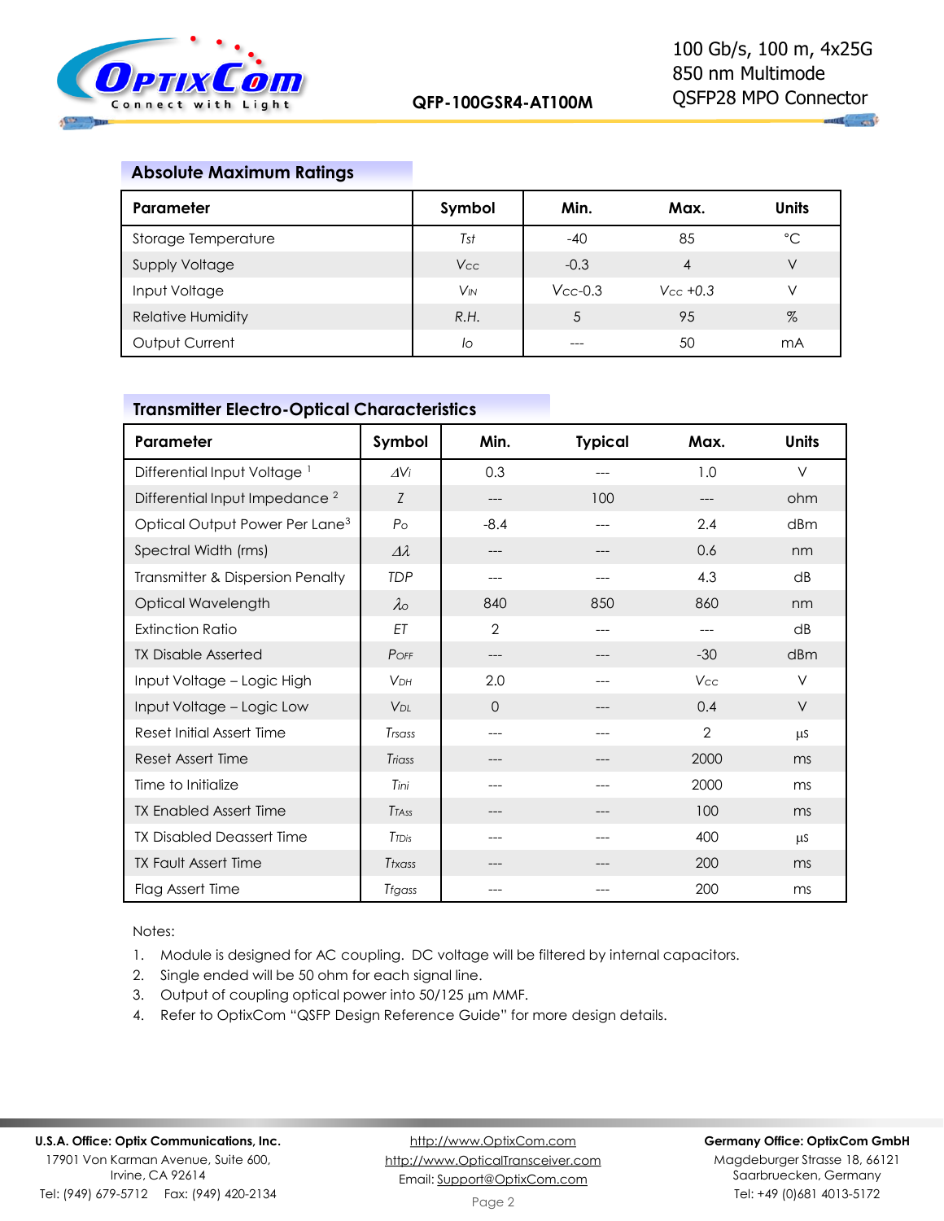## Absolute Maximum Ratings

| Parameter | Symbol | Min. | Max. | Units |
|---|---|---|---|---|
| Storage Temperature | $T_{st}$ | -40 | 85 | °C |
| Supply Voltage | $V_{CC}$ | -0.3 | 4 | V |
| Input Voltage | $V_{IN}$ | $V_{CC}$-0.3 | $V_{CC}$ +0.3 | V |
| Relative Humidity | R.H. | 5 | 95 | % |
| Output Current | $I_o$ | --- | 50 | mA |

## Transmitter Electro-Optical Characteristics

| Parameter | Symbol | Min. | Typical | Max. | Units |
|---|---|---|---|---|---|
| Differential Input Voltage [1] | $\Delta V_i$ | 0.3 | --- | 1.0 | V |
| Differential Input Impedance [2] | $Z$ | --- | 100 | --- | ohm |
| Optical Output Power Per Lane[3] | $P_o$ | -8.4 | --- | 2.4 | dBm |
| Spectral Width (rms) | $\Delta\lambda$ | --- | --- | 0.6 | nm |
| Transmitter & Dispersion Penalty | TDP | --- | --- | 4.3 | dB |
| Optical Wavelength | $\lambda_o$ | 840 | 850 | 860 | nm |
| Extinction Ratio | ET | 2 | --- | --- | dB |
| TX Disable Asserted | $P_{OFF}$ | --- | --- | -30 | dBm |
| Input Voltage – Logic High | $V_{DH}$ | 2.0 | --- | $V_{CC}$ | V |
| Input Voltage – Logic Low | $V_{DL}$ | 0 | --- | 0.4 | V |
| Reset Initial Assert Time | $T_{rsass}$ | --- | --- | 2 | µs |
| Reset Assert Time | $T_{riass}$ | --- | --- | 2000 | ms |
| Time to Initialize | $T_{ini}$ | --- | --- | 2000 | ms |
| TX Enabled Assert Time | $T_{TAss}$ | --- | --- | 100 | ms |
| TX Disabled Deassert Time | $T_{TDis}$ | --- | --- | 400 | µs |
| TX Fault Assert Time | $T_{txass}$ | --- | --- | 200 | ms |
| Flag Assert Time | $T_{fgass}$ | --- | --- | 200 | ms |

Notes:

1. Module is designed for AC coupling. DC voltage will be filtered by internal capacitors.
2. Single ended will be 50 ohm for each signal line.
3. Output of coupling optical power into 50/125 µm MMF.
4. Refer to OptixCom "QSFP Design Reference Guide" for more design details.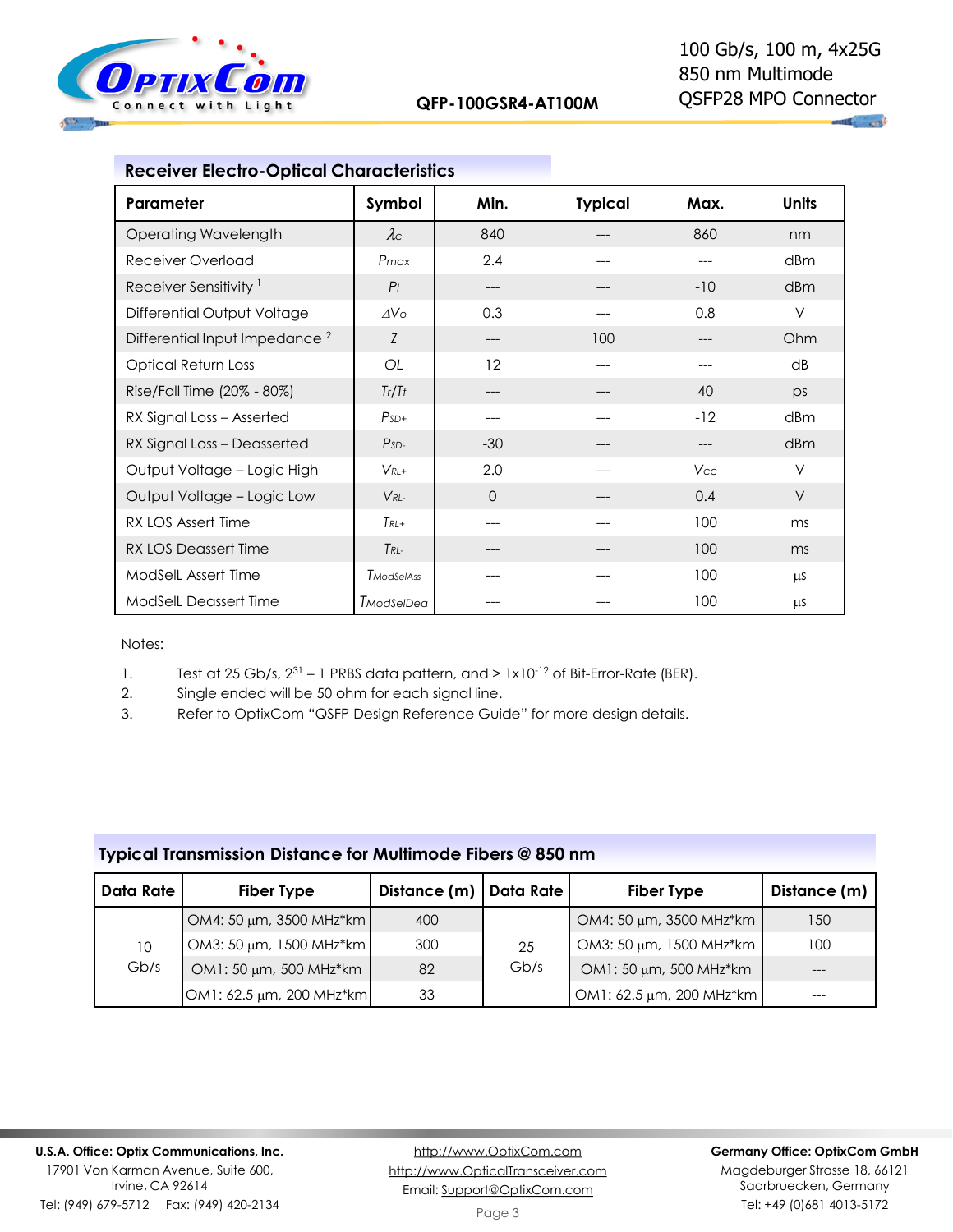## Receiver Electro-Optical Characteristics

| Parameter | Symbol | Min. | Typical | Max. | Units |
|---|---|---|---|---|---|
| Operating Wavelength | $\lambda_C$ | 840 | --- | 860 | nm |
| Receiver Overload | $P_{max}$ | 2.4 | --- | --- | dBm |
| Receiver Sensitivity [1] | $P_I$ | --- | --- | -10 | dBm |
| Differential Output Voltage | $\Delta V_O$ | 0.3 | --- | 0.8 | V |
| Differential Input Impedance [2] | $Z$ | --- | 100 | --- | Ohm |
| Optical Return Loss | $OL$ | 12 | --- | --- | dB |
| Rise/Fall Time (20% - 80%) | $T_r/T_f$ | --- | --- | 40 | ps |
| RX Signal Loss – Asserted | $P_{SD+}$ | --- | --- | -12 | dBm |
| RX Signal Loss – Deasserted | $P_{SD-}$ | -30 | --- | --- | dBm |
| Output Voltage – Logic High | $V_{RL+}$ | 2.0 | --- | $V_{CC}$ | V |
| Output Voltage – Logic Low | $V_{RL-}$ | 0 | --- | 0.4 | V |
| RX LOS Assert Time | $T_{RL+}$ | --- | --- | 100 | ms |
| RX LOS Deassert Time | $T_{RL-}$ | --- | --- | 100 | ms |
| ModSelL Assert Time | $T_{ModSelAss}$ | --- | --- | 100 | µs |
| ModSelL Deassert Time | $T_{ModSelDea}$ | --- | --- | 100 | µs |

Notes:

1. Test at 25 Gb/s, $2^{31}$ – 1 PRBS data pattern, and > $1 \times 10^{-12}$ of Bit-Error-Rate (BER).
2. Single ended will be 50 ohm for each signal line.
3. Refer to OptixCom "QSFP Design Reference Guide" for more design details.

## Typical Transmission Distance for Multimode Fibers @ 850 nm

| Data Rate | Fiber Type | Distance (m) | Data Rate | Fiber Type | Distance (m) |
|---|---|---|---|---|---|
| 10 Gb/s | OM4: 50 µm, 3500 MHz*km | 400 | 25 Gb/s | OM4: 50 µm, 3500 MHz*km | 150 |
| | OM3: 50 µm, 1500 MHz*km | 300 | | OM3: 50 µm, 1500 MHz*km | 100 |
| | OM1: 50 µm, 500 MHz*km | 82 | | OM1: 50 µm, 500 MHz*km | --- |
| | OM1: 62.5 µm, 200 MHz*km | 33 | | OM1: 62.5 µm, 200 MHz*km | --- |

**U.S.A. Office: Optix Communications, Inc.**
17901 Von Karman Avenue, Suite 600,
Irvine, CA 92614
Tel: (949) 679-5712 Fax: (949) 420-2134

http://www.OptixCom.com
http://www.OpticalTransceiver.com
Email: Support@OptixCom.com

**Germany Office: OptixCom GmbH**
Magdeburger Strasse 18, 66121
Saarbruecken, Germany
Tel: +49 (0)681 4013-5172